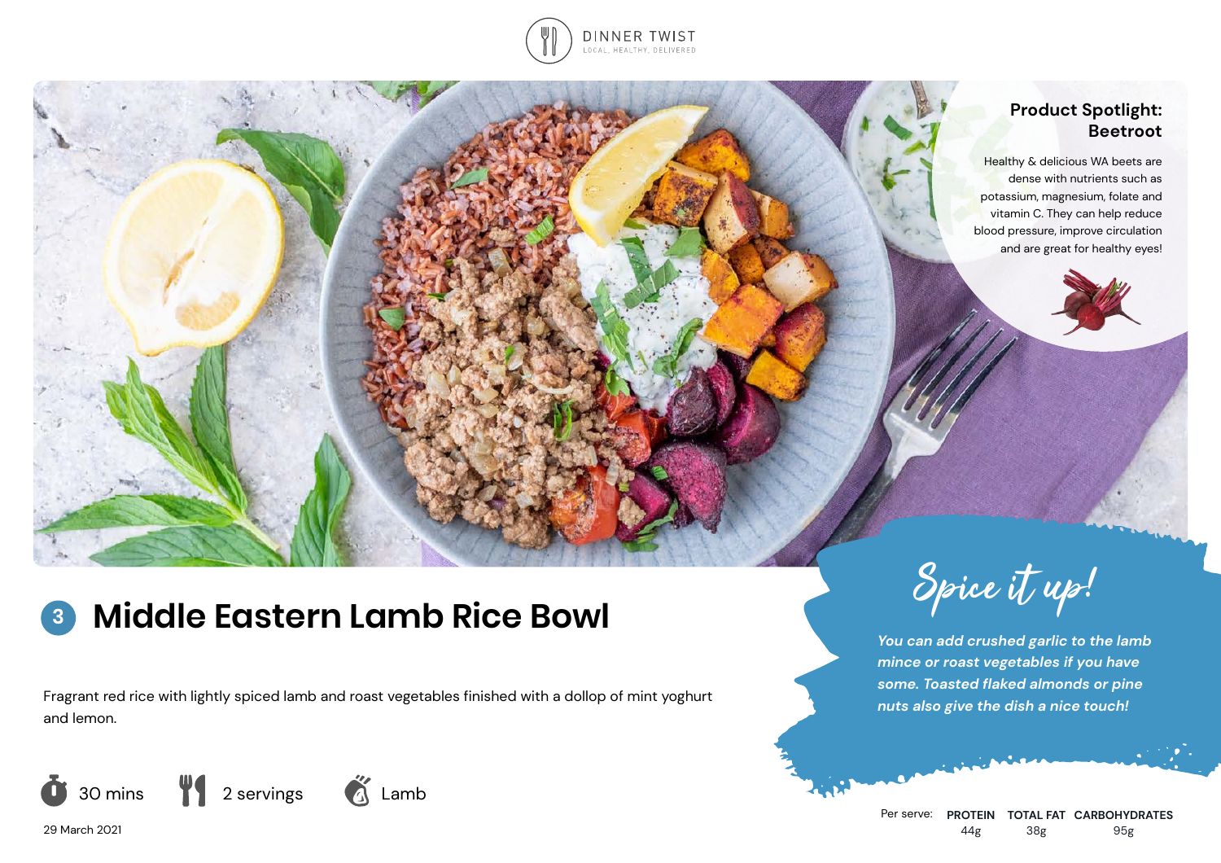DINNER TWIST
LOCAL, HEALTHY, DELIVERED

### Product Spotlight: Beetroot

Healthy & delicious WA beets are dense with nutrients such as potassium, magnesium, folate and vitamin C. They can help reduce blood pressure, improve circulation and are great for healthy eyes!

# 3 Middle Eastern Lamb Rice Bowl

Fragrant red rice with lightly spiced lamb and roast vegetables finished with a dollop of mint yoghurt and lemon.

30 mins | 2 servings | Lamb

29 March 2021

## Spice it up!

***You can add crushed garlic to the lamb mince or roast vegetables if you have some. Toasted flaked almonds or pine nuts also give the dish a nice touch!***

| Per serve: | PROTEIN | TOTAL FAT | CARBOHYDRATES |
| --- | --- | --- | --- |
| | 44g | 38g | 95g |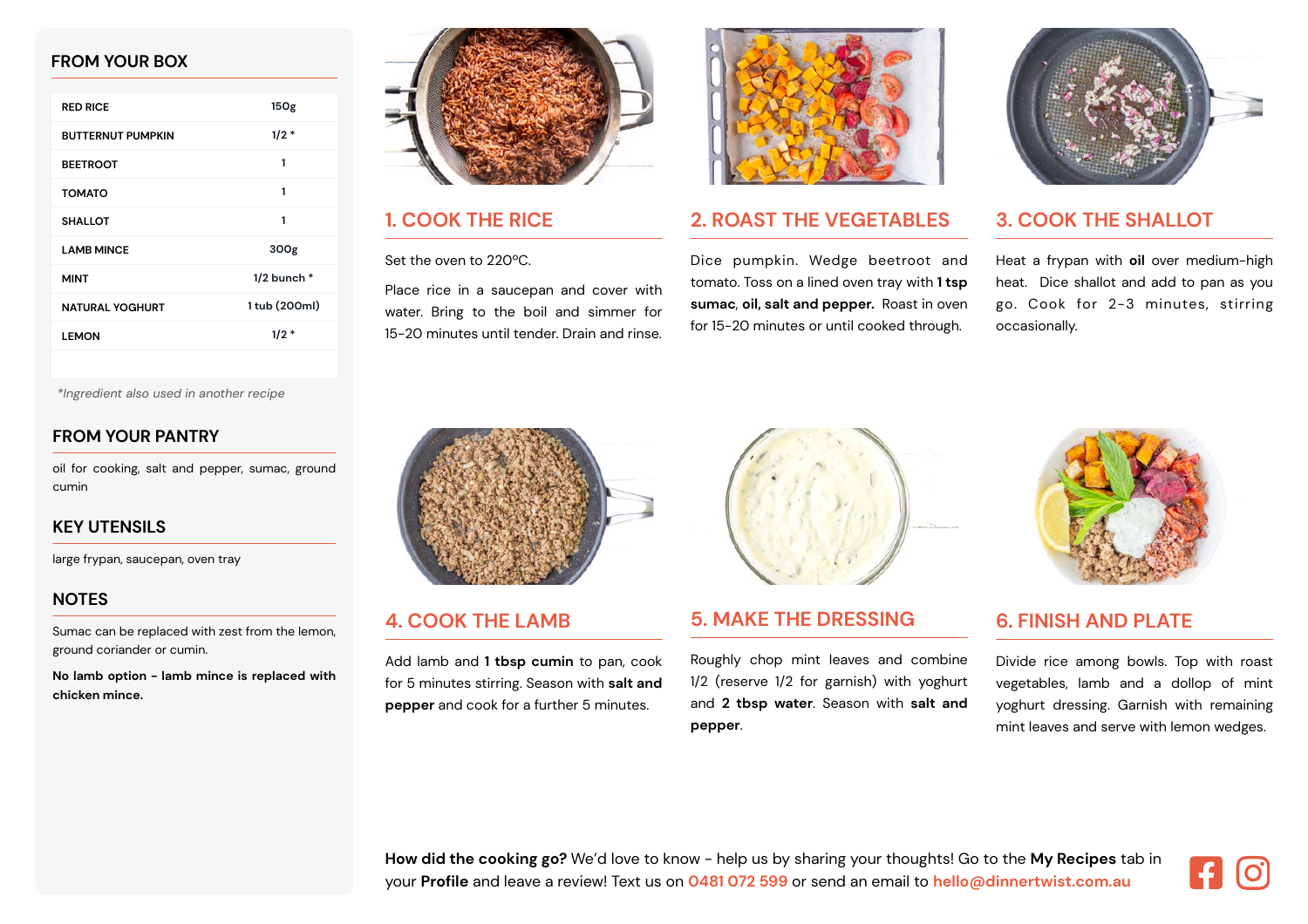## FROM YOUR BOX

| | |
|---|---|
| RED RICE | 150g |
| BUTTERNUT PUMPKIN | 1/2 * |
| BEETROOT | 1 |
| TOMATO | 1 |
| SHALLOT | 1 |
| LAMB MINCE | 300g |
| MINT | 1/2 bunch * |
| NATURAL YOGHURT | 1 tub (200ml) |
| LEMON | 1/2 * |

*Ingredient also used in another recipe*

## FROM YOUR PANTRY

oil for cooking, salt and pepper, sumac, ground cumin

## KEY UTENSILS

large frypan, saucepan, oven tray

## NOTES

Sumac can be replaced with zest from the lemon, ground coriander or cumin.

**No lamb option - lamb mince is replaced with chicken mince.**

## 1. COOK THE RICE

Set the oven to 220°C.

Place rice in a saucepan and cover with water. Bring to the boil and simmer for 15-20 minutes until tender. Drain and rinse.

## 2. ROAST THE VEGETABLES

Dice pumpkin. Wedge beetroot and tomato. Toss on a lined oven tray with **1 tsp sumac**, **oil, salt and pepper.** Roast in oven for 15-20 minutes or until cooked through.

## 3. COOK THE SHALLOT

Heat a frypan with **oil** over medium-high heat. Dice shallot and add to pan as you go. Cook for 2-3 minutes, stirring occasionally.

## 4. COOK THE LAMB

Add lamb and **1 tbsp cumin** to pan, cook for 5 minutes stirring. Season with **salt and pepper** and cook for a further 5 minutes.

## 5. MAKE THE DRESSING

Roughly chop mint leaves and combine 1/2 (reserve 1/2 for garnish) with yoghurt and **2 tbsp water**. Season with **salt and pepper**.

## 6. FINISH AND PLATE

Divide rice among bowls. Top with roast vegetables, lamb and a dollop of mint yoghurt dressing. Garnish with remaining mint leaves and serve with lemon wedges.

**How did the cooking go?** We'd love to know - help us by sharing your thoughts! Go to the **My Recipes** tab in your **Profile** and leave a review! Text us on 0481 072 599 or send an email to hello@dinnertwist.com.au